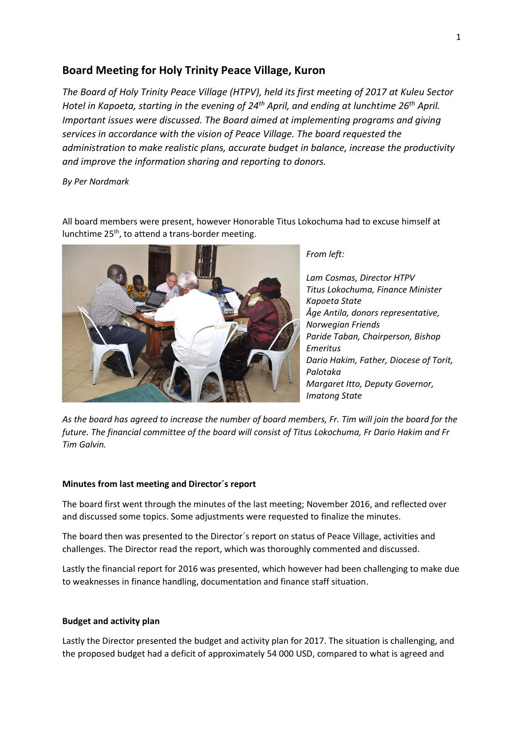## Board Meeting for Holy Trinity Peace Village, Kuron

*The Board of Holy Trinity Peace Village (HTPV), held its first meeting of 2017 at Kuleu Sector Hotel in Kapoeta, starting in the evening of 24th April, and ending at lunchtime 26th April. Important issues were discussed. The Board aimed at implementing programs and giving services in accordance with the vision of Peace Village. The board requested the administration to make realistic plans, accurate budget in balance, increase the productivity and improve the information sharing and reporting to donors.*

*By Per Nordmark*

All board members were present, however Honorable Titus Lokochuma had to excuse himself at lunchtime 25th, to attend a trans-border meeting.

*From left:*

*Lam Cosmas, Director HTPV*
*Titus Lokochuma, Finance Minister Kapoeta State*
*Åge Antila, donors representative, Norwegian Friends*
*Paride Taban, Chairperson, Bishop Emeritus*
*Dario Hakim, Father, Diocese of Torit, Palotaka*
*Margaret Itto, Deputy Governor, Imatong State*

*As the board has agreed to increase the number of board members, Fr. Tim will join the board for the future. The financial committee of the board will consist of Titus Lokochuma, Fr Dario Hakim and Fr Tim Galvin.*

**Minutes from last meeting and Director´s report**

The board first went through the minutes of the last meeting; November 2016, and reflected over and discussed some topics. Some adjustments were requested to finalize the minutes.

The board then was presented to the Director´s report on status of Peace Village, activities and challenges. The Director read the report, which was thoroughly commented and discussed.

Lastly the financial report for 2016 was presented, which however had been challenging to make due to weaknesses in finance handling, documentation and finance staff situation.

**Budget and activity plan**

Lastly the Director presented the budget and activity plan for 2017. The situation is challenging, and the proposed budget had a deficit of approximately 54 000 USD, compared to what is agreed and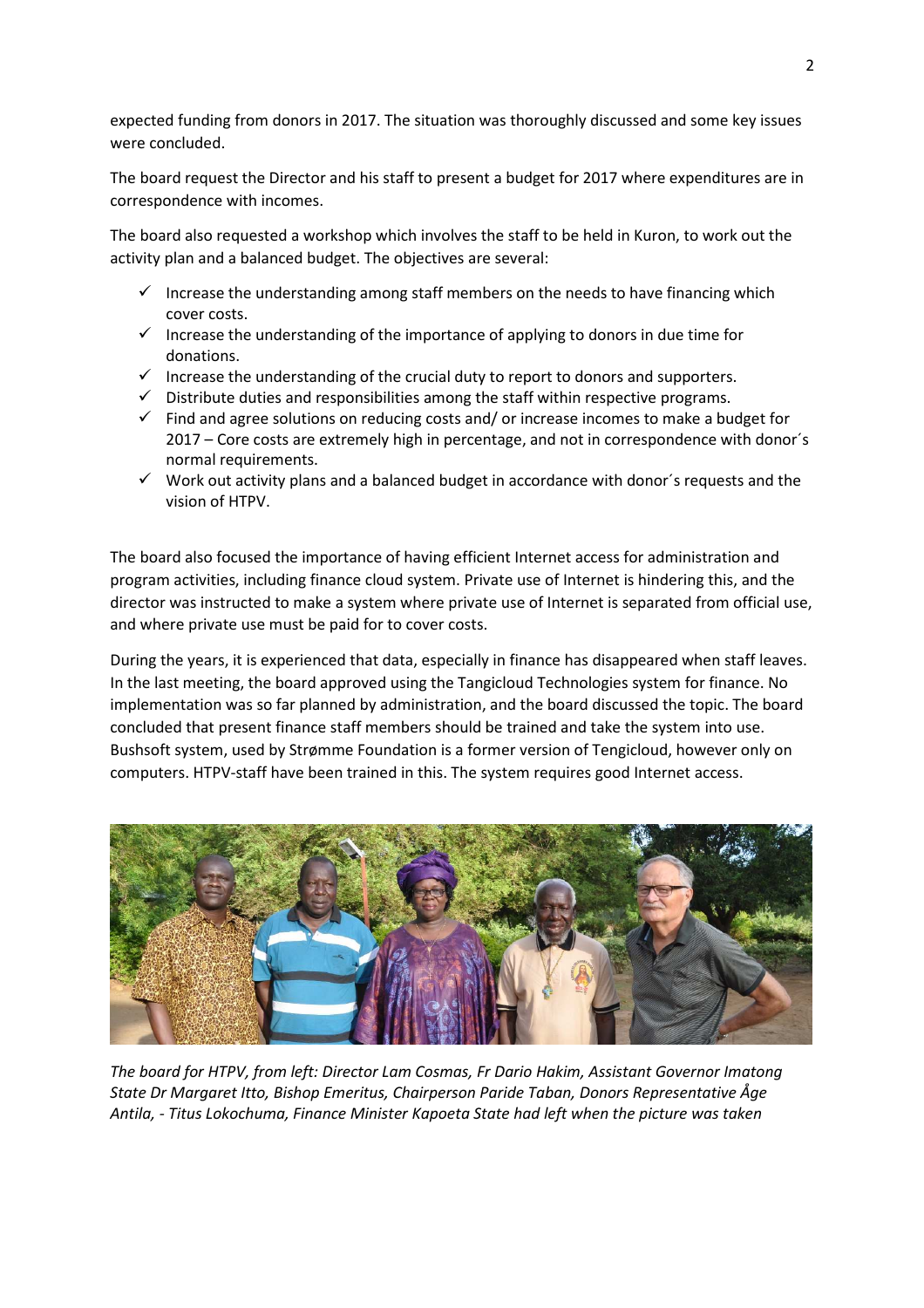expected funding from donors in 2017. The situation was thoroughly discussed and some key issues were concluded.

The board request the Director and his staff to present a budget for 2017 where expenditures are in correspondence with incomes.

The board also requested a workshop which involves the staff to be held in Kuron, to work out the activity plan and a balanced budget. The objectives are several:

- ✓ Increase the understanding among staff members on the needs to have financing which cover costs.
- ✓ Increase the understanding of the importance of applying to donors in due time for donations.
- ✓ Increase the understanding of the crucial duty to report to donors and supporters.
- ✓ Distribute duties and responsibilities among the staff within respective programs.
- ✓ Find and agree solutions on reducing costs and/ or increase incomes to make a budget for 2017 – Core costs are extremely high in percentage, and not in correspondence with donor´s normal requirements.
- ✓ Work out activity plans and a balanced budget in accordance with donor´s requests and the vision of HTPV.

The board also focused the importance of having efficient Internet access for administration and program activities, including finance cloud system. Private use of Internet is hindering this, and the director was instructed to make a system where private use of Internet is separated from official use, and where private use must be paid for to cover costs.

During the years, it is experienced that data, especially in finance has disappeared when staff leaves. In the last meeting, the board approved using the Tangicloud Technologies system for finance. No implementation was so far planned by administration, and the board discussed the topic. The board concluded that present finance staff members should be trained and take the system into use. Bushsoft system, used by Strømme Foundation is a former version of Tengicloud, however only on computers. HTPV-staff have been trained in this. The system requires good Internet access.

*The board for HTPV, from left: Director Lam Cosmas, Fr Dario Hakim, Assistant Governor Imatong State Dr Margaret Itto, Bishop Emeritus, Chairperson Paride Taban, Donors Representative Åge Antila, - Titus Lokochuma, Finance Minister Kapoeta State had left when the picture was taken*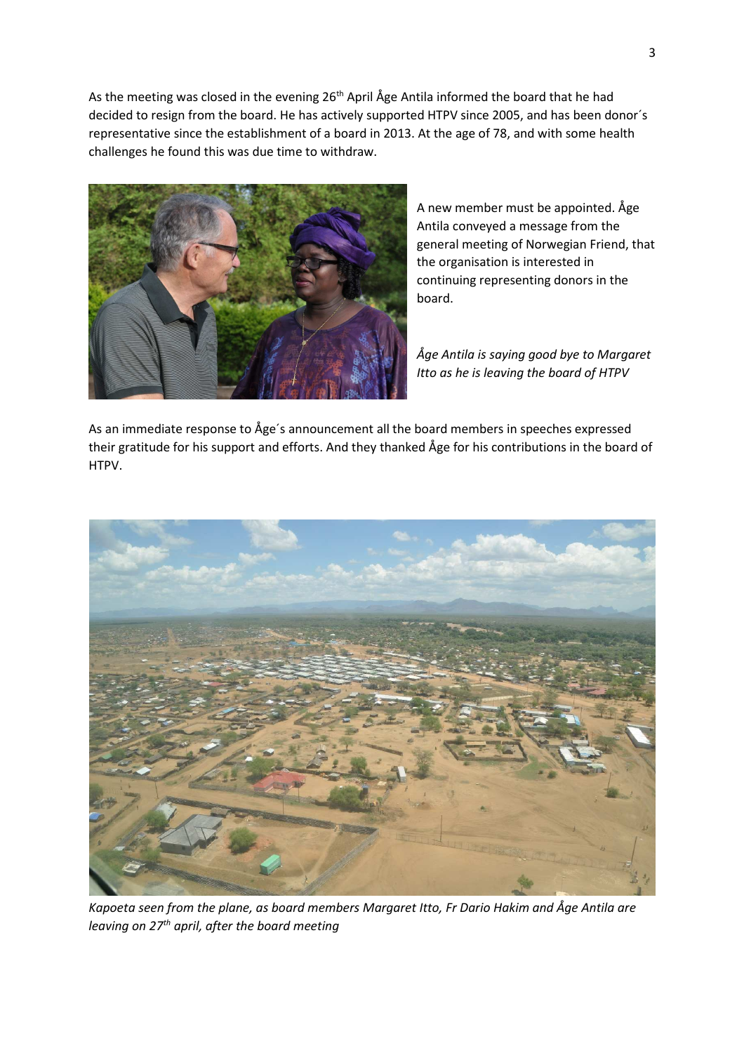As the meeting was closed in the evening 26th April Åge Antila informed the board that he had decided to resign from the board. He has actively supported HTPV since 2005, and has been donor´s representative since the establishment of a board in 2013. At the age of 78, and with some health challenges he found this was due time to withdraw.

A new member must be appointed. Åge Antila conveyed a message from the general meeting of Norwegian Friend, that the organisation is interested in continuing representing donors in the board.

*Åge Antila is saying good bye to Margaret Itto as he is leaving the board of HTPV*

As an immediate response to Åge´s announcement all the board members in speeches expressed their gratitude for his support and efforts. And they thanked Åge for his contributions in the board of HTPV.

*Kapoeta seen from the plane, as board members Margaret Itto, Fr Dario Hakim and Åge Antila are leaving on 27th april, after the board meeting*